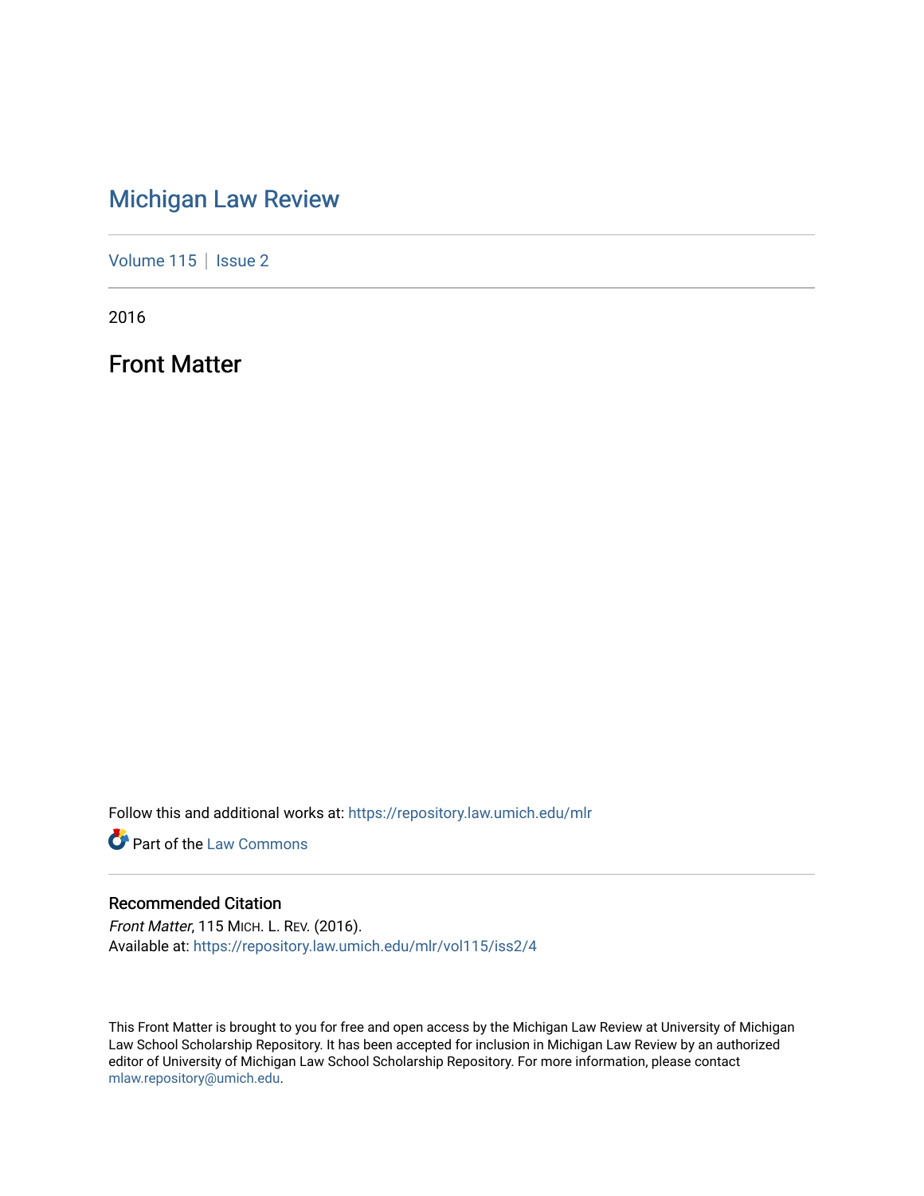# Michigan Law Review

Volume 115 | Issue 2

2016

## Front Matter

Follow this and additional works at: https://repository.law.umich.edu/mlr

Part of the Law Commons

### Recommended Citation

*Front Matter*, 115 MICH. L. REV. (2016).
Available at: https://repository.law.umich.edu/mlr/vol115/iss2/4

This Front Matter is brought to you for free and open access by the Michigan Law Review at University of Michigan Law School Scholarship Repository. It has been accepted for inclusion in Michigan Law Review by an authorized editor of University of Michigan Law School Scholarship Repository. For more information, please contact mlaw.repository@umich.edu.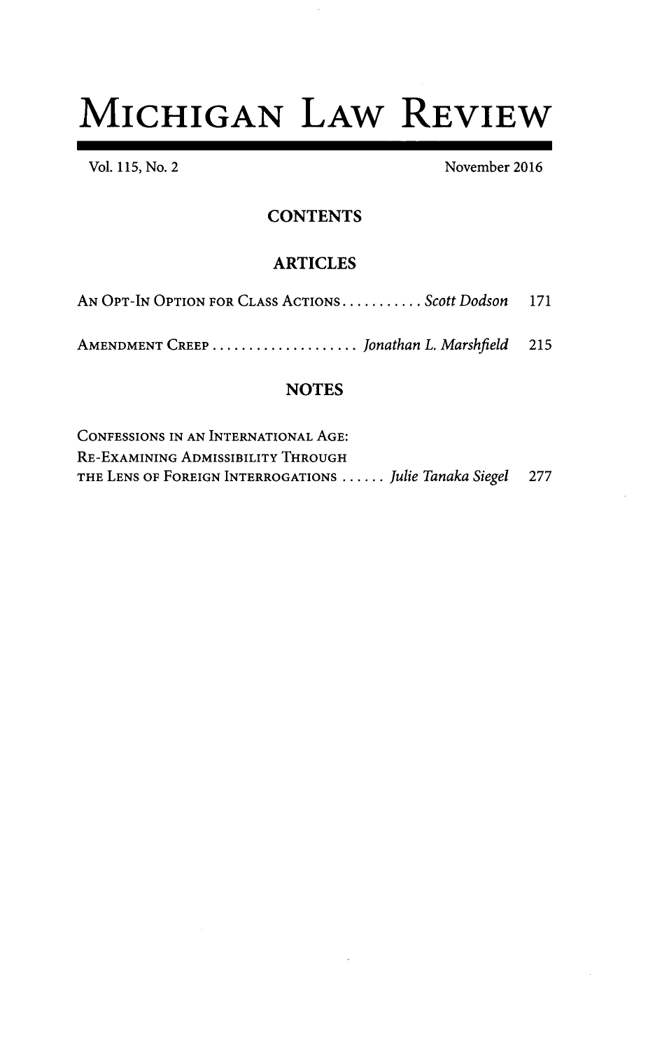# MICHIGAN LAW REVIEW

Vol. 115, No. 2 November 2016

## CONTENTS

### ARTICLES

AN OPT-IN OPTION FOR CLASS ACTIONS . . . . . . . . . . . *Scott Dodson* 171

AMENDMENT CREEP . . . . . . . . . . . . . . . . . . . . *Jonathan L. Marshfield* 215

### NOTES

CONFESSIONS IN AN INTERNATIONAL AGE:
RE-EXAMINING ADMISSIBILITY THROUGH
THE LENS OF FOREIGN INTERROGATIONS . . . . . . *Julie Tanaka Siegel* 277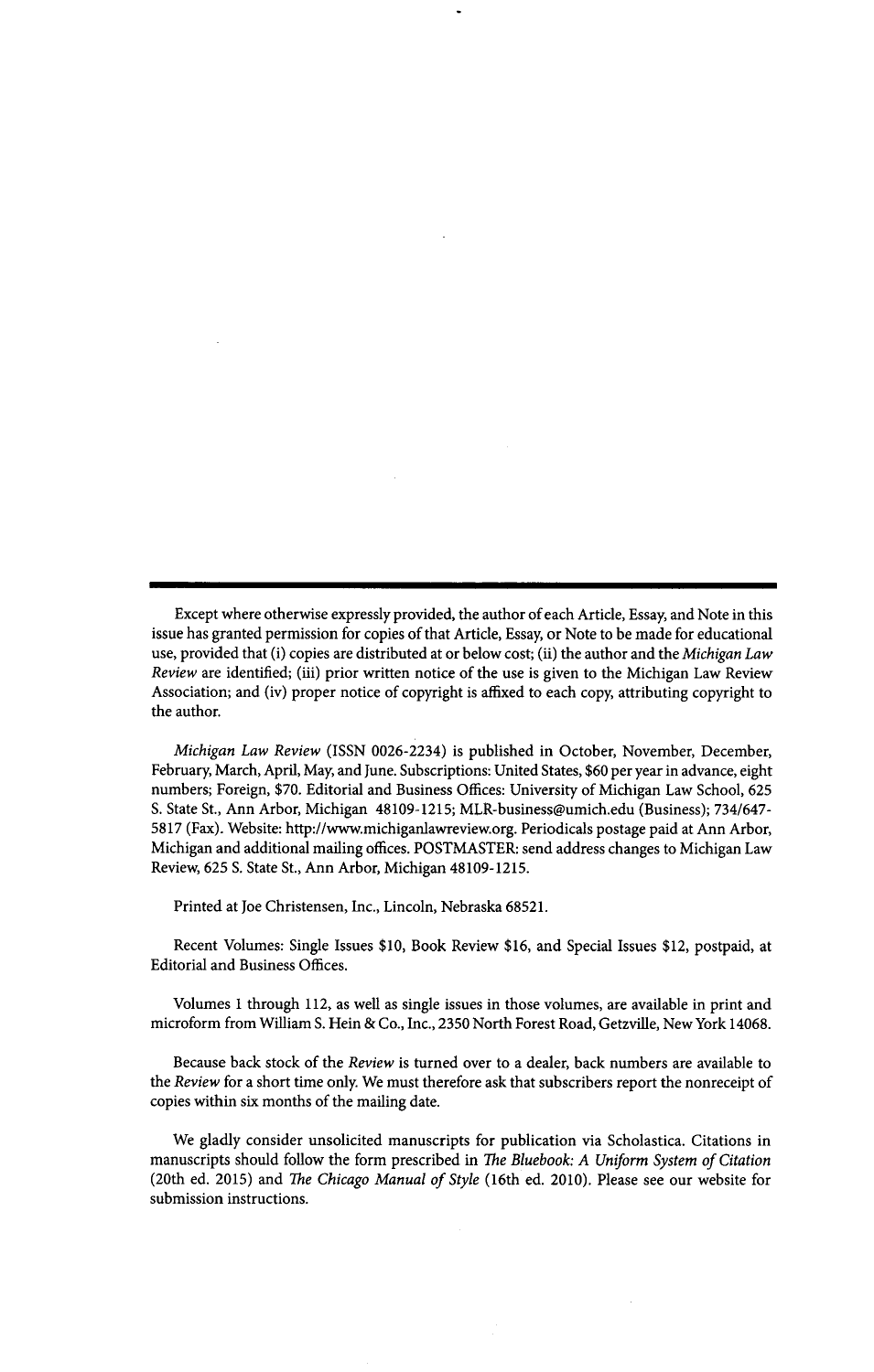Except where otherwise expressly provided, the author of each Article, Essay, and Note in this issue has granted permission for copies of that Article, Essay, or Note to be made for educational use, provided that (i) copies are distributed at or below cost; (ii) the author and the *Michigan Law Review* are identified; (iii) prior written notice of the use is given to the Michigan Law Review Association; and (iv) proper notice of copyright is affixed to each copy, attributing copyright to the author.

*Michigan Law Review* (ISSN 0026-2234) is published in October, November, December, February, March, April, May, and June. Subscriptions: United States, $60 per year in advance, eight numbers; Foreign, $70. Editorial and Business Offices: University of Michigan Law School, 625 S. State St., Ann Arbor, Michigan 48109-1215; MLR-business@umich.edu (Business); 734/647-5817 (Fax). Website: http://www.michiganlawreview.org. Periodicals postage paid at Ann Arbor, Michigan and additional mailing offices. POSTMASTER: send address changes to Michigan Law Review, 625 S. State St., Ann Arbor, Michigan 48109-1215.

Printed at Joe Christensen, Inc., Lincoln, Nebraska 68521.

Recent Volumes: Single Issues $10, Book Review $16, and Special Issues $12, postpaid, at Editorial and Business Offices.

Volumes 1 through 112, as well as single issues in those volumes, are available in print and microform from William S. Hein & Co., Inc., 2350 North Forest Road, Getzville, New York 14068.

Because back stock of the *Review* is turned over to a dealer, back numbers are available to the *Review* for a short time only. We must therefore ask that subscribers report the nonreceipt of copies within six months of the mailing date.

We gladly consider unsolicited manuscripts for publication via Scholastica. Citations in manuscripts should follow the form prescribed in *The Bluebook: A Uniform System of Citation* (20th ed. 2015) and *The Chicago Manual of Style* (16th ed. 2010). Please see our website for submission instructions.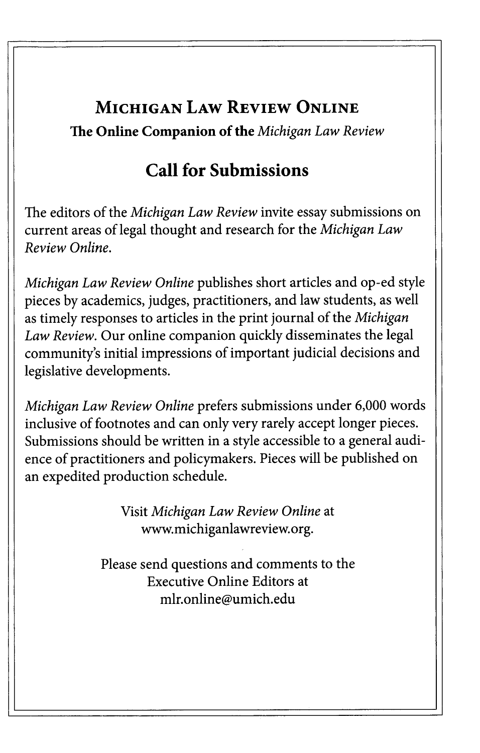# Michigan Law Review Online

**The Online Companion of the** ***Michigan Law Review***

## Call for Submissions

The editors of the *Michigan Law Review* invite essay submissions on current areas of legal thought and research for the *Michigan Law Review Online*.

*Michigan Law Review Online* publishes short articles and op-ed style pieces by academics, judges, practitioners, and law students, as well as timely responses to articles in the print journal of the *Michigan Law Review*. Our online companion quickly disseminates the legal community's initial impressions of important judicial decisions and legislative developments.

*Michigan Law Review Online* prefers submissions under 6,000 words inclusive of footnotes and can only very rarely accept longer pieces. Submissions should be written in a style accessible to a general audience of practitioners and policymakers. Pieces will be published on an expedited production schedule.

Visit *Michigan Law Review Online* at www.michiganlawreview.org.

Please send questions and comments to the Executive Online Editors at mlr.online@umich.edu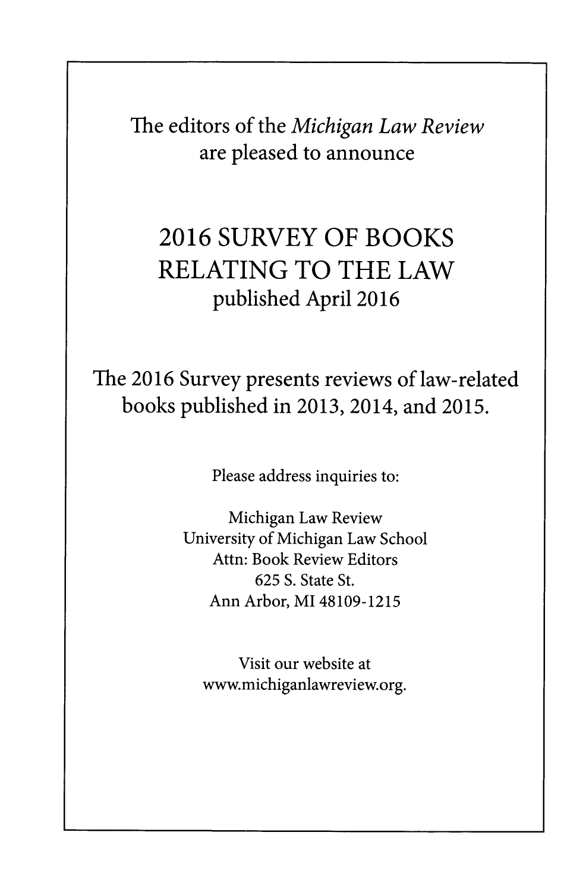The editors of the *Michigan Law Review* are pleased to announce

# 2016 SURVEY OF BOOKS RELATING TO THE LAW

published April 2016

The 2016 Survey presents reviews of law-related books published in 2013, 2014, and 2015.

Please address inquiries to:

Michigan Law Review
University of Michigan Law School
Attn: Book Review Editors
625 S. State St.
Ann Arbor, MI 48109-1215

Visit our website at
www.michiganlawreview.org.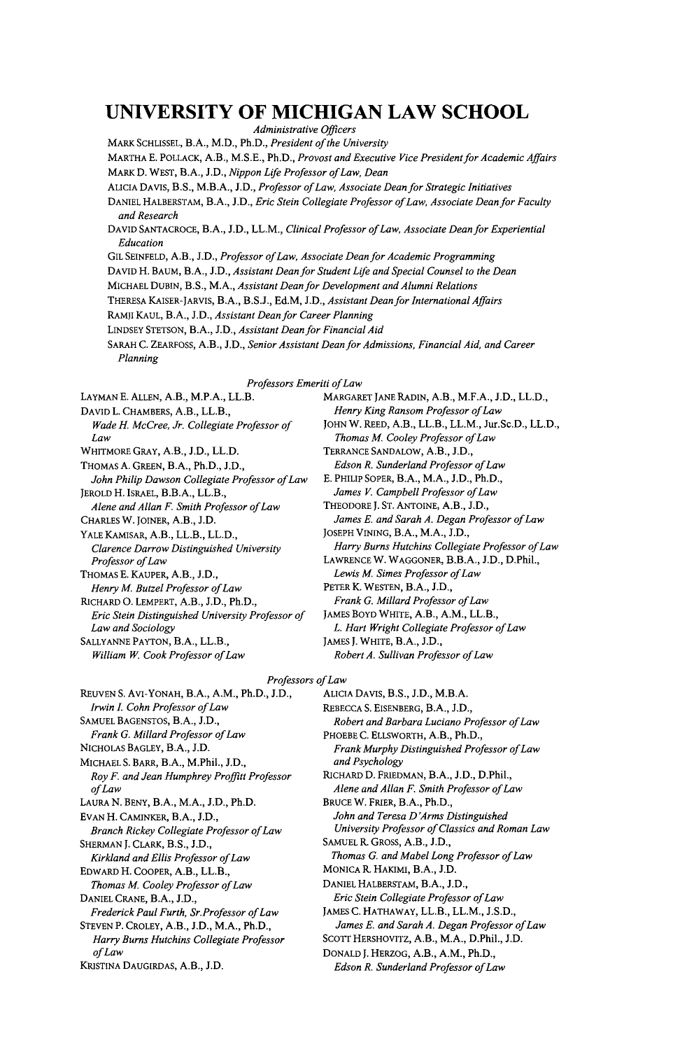# UNIVERSITY OF MICHIGAN LAW SCHOOL

*Administrative Officers*

MARK SCHLISSEL, B.A., M.D., Ph.D., *President of the University*
MARTHA E. POLLACK, A.B., M.S.E., Ph.D., *Provost and Executive Vice President for Academic Affairs*
MARK D. WEST, B.A., J.D., *Nippon Life Professor of Law, Dean*
ALICIA DAVIS, B.S., M.B.A., J.D., *Professor of Law, Associate Dean for Strategic Initiatives*
DANIEL HALBERSTAM, B.A., J.D., *Eric Stein Collegiate Professor of Law, Associate Dean for Faculty and Research*
DAVID SANTACROCE, B.A., J.D., LL.M., *Clinical Professor of Law, Associate Dean for Experiential Education*
GIL SEINFELD, A.B., J.D., *Professor of Law, Associate Dean for Academic Programming*
DAVID H. BAUM, B.A., J.D., *Assistant Dean for Student Life and Special Counsel to the Dean*
MICHAEL DUBIN, B.S., M.A., *Assistant Dean for Development and Alumni Relations*
THERESA KAISER-JARVIS, B.A., B.S.J., Ed.M, J.D., *Assistant Dean for International Affairs*
RAMJI KAUL, B.A., J.D., *Assistant Dean for Career Planning*
LINDSEY STETSON, B.A., J.D., *Assistant Dean for Financial Aid*
SARAH C. ZEARFOSS, A.B., J.D., *Senior Assistant Dean for Admissions, Financial Aid, and Career Planning*

*Professors Emeriti of Law*

LAYMAN E. ALLEN, A.B., M.P.A., LL.B.
DAVID L. CHAMBERS, A.B., LL.B., *Wade H. McCree, Jr. Collegiate Professor of Law*
WHITMORE GRAY, A.B., J.D., LL.D.
THOMAS A. GREEN, B.A., Ph.D., J.D., *John Philip Dawson Collegiate Professor of Law*
JEROLD H. ISRAEL, B.B.A., LL.B., *Alene and Allan F. Smith Professor of Law*
CHARLES W. JOINER, A.B., J.D.
YALE KAMISAR, A.B., LL.B., LL.D., *Clarence Darrow Distinguished University Professor of Law*
THOMAS E. KAUPER, A.B., J.D., *Henry M. Butzel Professor of Law*
RICHARD O. LEMPERT, A.B., J.D., Ph.D., *Eric Stein Distinguished University Professor of Law and Sociology*
SALLYANNE PAYTON, B.A., LL.B., *William W. Cook Professor of Law*
MARGARET JANE RADIN, A.B., M.F.A., J.D., LL.D., *Henry King Ransom Professor of Law*
JOHN W. REED, A.B., LL.B., LL.M., Jur.Sc.D., LL.D., *Thomas M. Cooley Professor of Law*
TERRANCE SANDALOW, A.B., J.D., *Edson R. Sunderland Professor of Law*
E. PHILIP SOPER, B.A., M.A., J.D., Ph.D., *James V. Campbell Professor of Law*
THEODORE J. ST. ANTOINE, A.B., J.D., *James E. and Sarah A. Degan Professor of Law*
JOSEPH VINING, B.A., M.A., J.D., *Harry Burns Hutchins Collegiate Professor of Law*
LAWRENCE W. WAGGONER, B.B.A., J.D., D.Phil., *Lewis M. Simes Professor of Law*
PETER K. WESTEN, B.A., J.D., *Frank G. Millard Professor of Law*
JAMES BOYD WHITE, A.B., A.M., LL.B., *L. Hart Wright Collegiate Professor of Law*
JAMES J. WHITE, B.A., J.D., *Robert A. Sullivan Professor of Law*

*Professors of Law*

REUVEN S. AVI-YONAH, B.A., A.M., Ph.D., J.D., *Irwin I. Cohn Professor of Law*
SAMUEL BAGENSTOS, B.A., J.D., *Frank G. Millard Professor of Law*
NICHOLAS BAGLEY, B.A., J.D.
MICHAEL S. BARR, B.A., M.Phil., J.D., *Roy F. and Jean Humphrey Proffitt Professor of Law*
LAURA N. BENY, B.A., M.A., J.D., Ph.D.
EVAN H. CAMINKER, B.A., J.D., *Branch Rickey Collegiate Professor of Law*
SHERMAN J. CLARK, B.S., J.D., *Kirkland and Ellis Professor of Law*
EDWARD H. COOPER, A.B., LL.B., *Thomas M. Cooley Professor of Law*
DANIEL CRANE, B.A., J.D., *Frederick Paul Furth, Sr.Professor of Law*
STEVEN P. CROLEY, A.B., J.D., M.A., Ph.D., *Harry Burns Hutchins Collegiate Professor of Law*
KRISTINA DAUGIRDAS, A.B., J.D.
ALICIA DAVIS, B.S., J.D., M.B.A.
REBECCA S. EISENBERG, B.A., J.D., *Robert and Barbara Luciano Professor of Law*
PHOEBE C. ELLSWORTH, A.B., Ph.D., *Frank Murphy Distinguished Professor of Law and Psychology*
RICHARD D. FRIEDMAN, B.A., J.D., D.Phil., *Alene and Allan F. Smith Professor of Law*
BRUCE W. FRIER, B.A., Ph.D., *John and Teresa D'Arms Distinguished University Professor of Classics and Roman Law*
SAMUEL R. GROSS, A.B., J.D., *Thomas G. and Mabel Long Professor of Law*
MONICA R. HAKIMI, B.A., J.D.
DANIEL HALBERSTAM, B.A., J.D., *Eric Stein Collegiate Professor of Law*
JAMES C. HATHAWAY, LL.B., LL.M., J.S.D., *James E. and Sarah A. Degan Professor of Law*
SCOTT HERSHOVITZ, A.B., M.A., D.Phil., J.D.
DONALD J. HERZOG, A.B., A.M., Ph.D., *Edson R. Sunderland Professor of Law*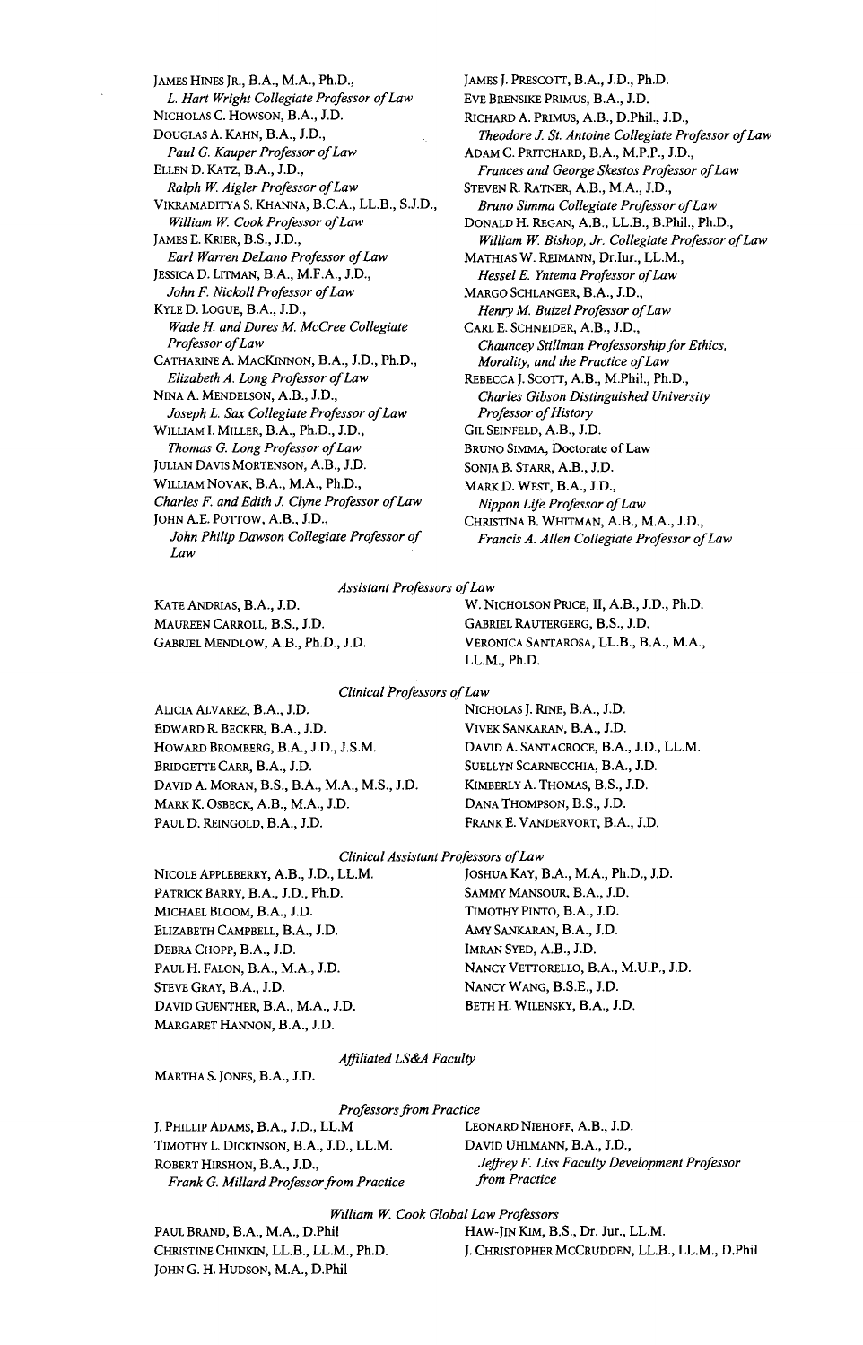JAMES HINES JR., B.A., M.A., Ph.D.,
*L. Hart Wright Collegiate Professor of Law*
NICHOLAS C. HOWSON, B.A., J.D.
DOUGLAS A. KAHN, B.A., J.D.,
*Paul G. Kauper Professor of Law*
ELLEN D. KATZ, B.A., J.D.,
*Ralph W. Aigler Professor of Law*
VIKRAMADITYA S. KHANNA, B.C.A., LL.B., S.J.D.,
*William W. Cook Professor of Law*
JAMES E. KRIER, B.S., J.D.,
*Earl Warren DeLano Professor of Law*
JESSICA D. LITMAN, B.A., M.F.A., J.D.,
*John F. Nickoll Professor of Law*
KYLE D. LOGUE, B.A., J.D.,
*Wade H. and Dores M. McCree Collegiate Professor of Law*
CATHARINE A. MACKINNON, B.A., J.D., Ph.D.,
*Elizabeth A. Long Professor of Law*
NINA A. MENDELSON, A.B., J.D.,
*Joseph L. Sax Collegiate Professor of Law*
WILLIAM I. MILLER, B.A., Ph.D., J.D.,
*Thomas G. Long Professor of Law*
JULIAN DAVIS MORTENSON, A.B., J.D.
WILLIAM NOVAK, B.A., M.A., Ph.D.,
*Charles F. and Edith J. Clyne Professor of Law*
JOHN A.E. POTTOW, A.B., J.D.,
*John Philip Dawson Collegiate Professor of Law*
JAMES J. PRESCOTT, B.A., J.D., Ph.D.
EVE BRENSIKE PRIMUS, B.A., J.D.
RICHARD A. PRIMUS, A.B., D.Phil., J.D.,
*Theodore J. St. Antoine Collegiate Professor of Law*
ADAM C. PRITCHARD, B.A., M.P.P., J.D.,
*Frances and George Skestos Professor of Law*
STEVEN R. RATNER, A.B., M.A., J.D.,
*Bruno Simma Collegiate Professor of Law*
DONALD H. REGAN, A.B., LL.B., B.Phil., Ph.D.,
*William W. Bishop, Jr. Collegiate Professor of Law*
MATHIAS W. REIMANN, Dr.Iur., LL.M.,
*Hessel E. Yntema Professor of Law*
MARGO SCHLANGER, B.A., J.D.,
*Henry M. Butzel Professor of Law*
CARL E. SCHNEIDER, A.B., J.D.,
*Chauncey Stillman Professorship for Ethics, Morality, and the Practice of Law*
REBECCA J. SCOTT, A.B., M.Phil., Ph.D.,
*Charles Gibson Distinguished University Professor of History*
GIL SEINFELD, A.B., J.D.
BRUNO SIMMA, Doctorate of Law
SONJA B. STARR, A.B., J.D.
MARK D. WEST, B.A., J.D.,
*Nippon Life Professor of Law*
CHRISTINA B. WHITMAN, A.B., M.A., J.D.,
*Francis A. Allen Collegiate Professor of Law*

*Assistant Professors of Law*

KATE ANDRIAS, B.A., J.D.
MAUREEN CARROLL, B.S., J.D.
GABRIEL MENDLOW, A.B., Ph.D., J.D.
W. NICHOLSON PRICE, II, A.B., J.D., Ph.D.
GABRIEL RAUTERGERG, B.S., J.D.
VERONICA SANTAROSA, LL.B., B.A., M.A., LL.M., Ph.D.

*Clinical Professors of Law*

ALICIA ALVAREZ, B.A., J.D.
EDWARD R. BECKER, B.A., J.D.
HOWARD BROMBERG, B.A., J.D., J.S.M.
BRIDGETTE CARR, B.A., J.D.
DAVID A. MORAN, B.S., B.A., M.A., M.S., J.D.
MARK K. OSBECK, A.B., M.A., J.D.
PAUL D. REINGOLD, B.A., J.D.
NICHOLAS J. RINE, B.A., J.D.
VIVEK SANKARAN, B.A., J.D.
DAVID A. SANTACROCE, B.A., J.D., LL.M.
SUELLYN SCARNECCHIA, B.A., J.D.
KIMBERLY A. THOMAS, B.S., J.D.
DANA THOMPSON, B.S., J.D.
FRANK E. VANDERVORT, B.A., J.D.

*Clinical Assistant Professors of Law*

NICOLE APPLEBERRY, A.B., J.D., LL.M.
PATRICK BARRY, B.A., J.D., Ph.D.
MICHAEL BLOOM, B.A., J.D.
ELIZABETH CAMPBELL, B.A., J.D.
DEBRA CHOPP, B.A., J.D.
PAUL H. FALON, B.A., M.A., J.D.
STEVE GRAY, B.A., J.D.
DAVID GUENTHER, B.A., M.A., J.D.
MARGARET HANNON, B.A., J.D.
JOSHUA KAY, B.A., M.A., Ph.D., J.D.
SAMMY MANSOUR, B.A., J.D.
TIMOTHY PINTO, B.A., J.D.
AMY SANKARAN, B.A., J.D.
IMRAN SYED, A.B., J.D.
NANCY VETTORELLO, B.A., M.U.P., J.D.
NANCY WANG, B.S.E., J.D.
BETH H. WILENSKY, B.A., J.D.

*Affiliated LS&A Faculty*

MARTHA S. JONES, B.A., J.D.

*Professors from Practice*

J. PHILLIP ADAMS, B.A., J.D., LL.M
TIMOTHY L. DICKINSON, B.A., J.D., LL.M.
ROBERT HIRSHON, B.A., J.D.,
*Frank G. Millard Professor from Practice*
LEONARD NIEHOFF, A.B., J.D.
DAVID UHLMANN, B.A., J.D.,
*Jeffrey F. Liss Faculty Development Professor from Practice*

*William W. Cook Global Law Professors*

PAUL BRAND, B.A., M.A., D.Phil
CHRISTINE CHINKIN, LL.B., LL.M., Ph.D.
JOHN G. H. HUDSON, M.A., D.Phil
HAW-JIN KIM, B.S., Dr. Jur., LL.M.
J. CHRISTOPHER MCCRUDDEN, LL.B., LL.M., D.Phil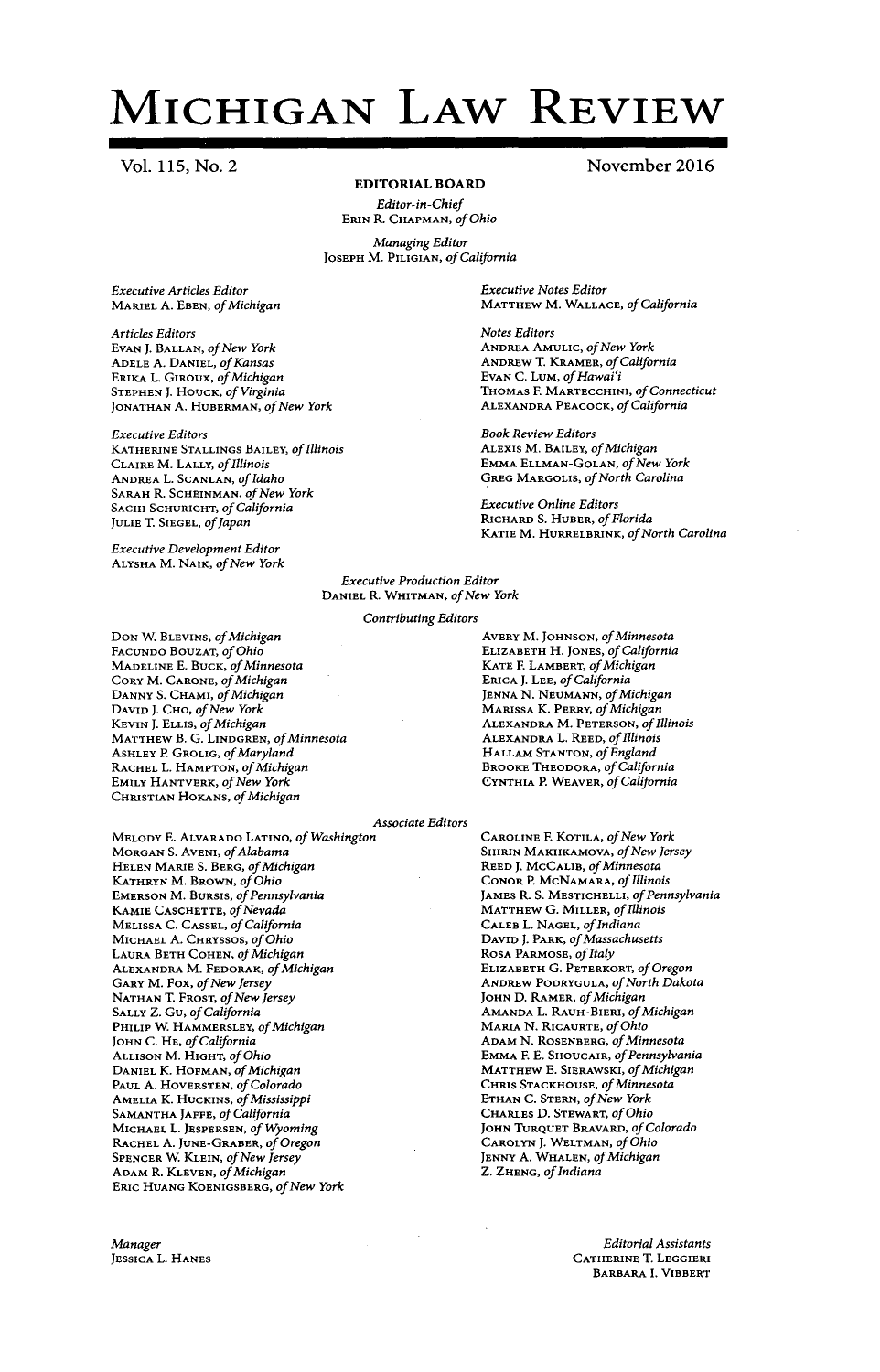# MICHIGAN LAW REVIEW

Vol. 115, No. 2 November 2016

## EDITORIAL BOARD

*Editor-in-Chief*
ERIN R. CHAPMAN, *of Ohio*

*Managing Editor*
JOSEPH M. PILIGIAN, *of California*

*Executive Articles Editor*
MARIEL A. EBEN, *of Michigan*

*Articles Editors*
EVAN J. BALLAN, *of New York*
ADELE A. DANIEL, *of Kansas*
ERIKA L. GIROUX, *of Michigan*
STEPHEN J. HOUCK, *of Virginia*
JONATHAN A. HUBERMAN, *of New York*

*Executive Editors*
KATHERINE STALLINGS BAILEY, *of Illinois*
CLAIRE M. LALLY, *of Illinois*
ANDREA L. SCANLAN, *of Idaho*
SARAH R. SCHEINMAN, *of New York*
SACHI SCHURICHT, *of California*
JULIE T. SIEGEL, *of Japan*

*Executive Development Editor*
ALYSHA M. NAIK, *of New York*

*Executive Notes Editor*
MATTHEW M. WALLACE, *of California*

*Notes Editors*
ANDREA AMULIC, *of New York*
ANDREW T. KRAMER, *of California*
EVAN C. LUM, *of Hawai'i*
THOMAS F. MARTECCHINI, *of Connecticut*
ALEXANDRA PEACOCK, *of California*

*Book Review Editors*
ALEXIS M. BAILEY, *of Michigan*
EMMA ELLMAN-GOLAN, *of New York*
GREG MARGOLIS, *of North Carolina*

*Executive Online Editors*
RICHARD S. HUBER, *of Florida*
KATIE M. HURRELBRINK, *of North Carolina*

*Executive Production Editor*
DANIEL R. WHITMAN, *of New York*

*Contributing Editors*

DON W. BLEVINS, *of Michigan*
FACUNDO BOUZAT, *of Ohio*
MADELINE E. BUCK, *of Minnesota*
CORY M. CARONE, *of Michigan*
DANNY S. CHAMI, *of Michigan*
DAVID J. CHO, *of New York*
KEVIN J. ELLIS, *of Michigan*
MATTHEW B. G. LINDGREN, *of Minnesota*
ASHLEY P. GROLIG, *of Maryland*
RACHEL L. HAMPTON, *of Michigan*
EMILY HANTVERK, *of New York*
CHRISTIAN HOKANS, *of Michigan*
AVERY M. JOHNSON, *of Minnesota*
ELIZABETH H. JONES, *of California*
KATE F. LAMBERT, *of Michigan*
ERICA J. LEE, *of California*
JENNA N. NEUMANN, *of Michigan*
MARISSA K. PERRY, *of Michigan*
ALEXANDRA M. PETERSON, *of Illinois*
ALEXANDRA L. REED, *of Illinois*
HALLAM STANTON, *of England*
BROOKE THEODORA, *of California*
CYNTHIA P. WEAVER, *of California*

*Associate Editors*

MELODY E. ALVARADO LATINO, *of Washington*
MORGAN S. AVENI, *of Alabama*
HELEN MARIE S. BERG, *of Michigan*
KATHRYN M. BROWN, *of Ohio*
EMERSON M. BURSIS, *of Pennsylvania*
KAMIE CASCHETTE, *of Nevada*
MELISSA C. CASSEL, *of California*
MICHAEL A. CHRYSSOS, *of Ohio*
LAURA BETH COHEN, *of Michigan*
ALEXANDRA M. FEDORAK, *of Michigan*
GARY M. FOX, *of New Jersey*
NATHAN T. FROST, *of New Jersey*
SALLY Z. GU, *of California*
PHILIP W. HAMMERSLEY, *of Michigan*
JOHN C. HE, *of California*
ALLISON M. HIGHT, *of Ohio*
DANIEL K. HOFMAN, *of Michigan*
PAUL A. HOVERSTEN, *of Colorado*
AMELIA K. HUCKINS, *of Mississippi*
SAMANTHA JAFFE, *of California*
MICHAEL L. JESPERSEN, *of Wyoming*
RACHEL A. JUNE-GRABER, *of Oregon*
SPENCER W. KLEIN, *of New Jersey*
ADAM R. KLEVEN, *of Michigan*
ERIC HUANG KOENIGSBERG, *of New York*
CAROLINE F. KOTILA, *of New York*
SHIRIN MAKHKAMOVA, *of New Jersey*
REED J. MCCALIB, *of Minnesota*
CONOR P. MCNAMARA, *of Illinois*
JAMES R. S. MESTICHELLI, *of Pennsylvania*
MATTHEW G. MILLER, *of Illinois*
CALEB L. NAGEL, *of Indiana*
DAVID J. PARK, *of Massachusetts*
ROSA PARMOSE, *of Italy*
ELIZABETH G. PETERKORT, *of Oregon*
ANDREW PODRYGULA, *of North Dakota*
JOHN D. RAMER, *of Michigan*
AMANDA L. RAUH-BIERI, *of Michigan*
MARIA N. RICAURTE, *of Ohio*
ADAM N. ROSENBERG, *of Minnesota*
EMMA F. E. SHOUCAIR, *of Pennsylvania*
MATTHEW E. SIERAWSKI, *of Michigan*
CHRIS STACKHOUSE, *of Minnesota*
ETHAN C. STERN, *of New York*
CHARLES D. STEWART, *of Ohio*
JOHN TURQUET BRAVARD, *of Colorado*
CAROLYN J. WELTMAN, *of Ohio*
JENNY A. WHALEN, *of Michigan*
Z. ZHENG, *of Indiana*

*Manager*
JESSICA L. HANES

*Editorial Assistants*
CATHERINE T. LEGGIERI
BARBARA I. VIBBERT